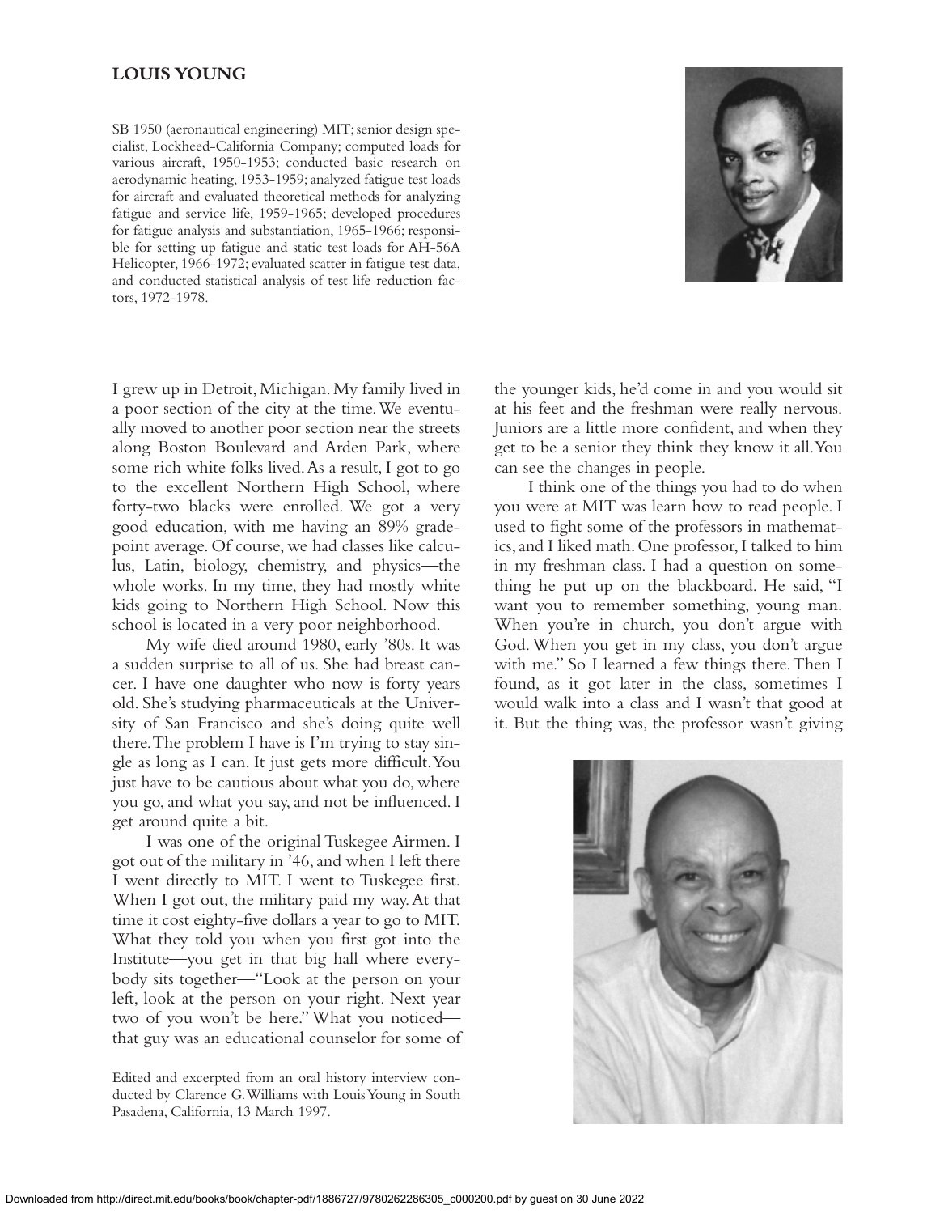## LOUIS YOUNG

SB 1950 (aeronautical engineering) MIT; senior design specialist, Lockheed-California Company; computed loads for various aircraft, 1950-1953; conducted basic research on aerodynamic heating, 1953-1959; analyzed fatigue test loads for aircraft and evaluated theoretical methods for analyzing fatigue and service life, 1959-1965; developed procedures for fatigue analysis and substantiation, 1965-1966; responsible for setting up fatigue and static test loads for AH-56A Helicopter, 1966-1972; evaluated scatter in fatigue test data, and conducted statistical analysis of test life reduction factors, 1972-1978.

I grew up in Detroit, Michigan. My family lived in a poor section of the city at the time. We eventually moved to another poor section near the streets along Boston Boulevard and Arden Park, where some rich white folks lived. As a result, I got to go to the excellent Northern High School, where forty-two blacks were enrolled. We got a very good education, with me having an 89% grade-point average. Of course, we had classes like calculus, Latin, biology, chemistry, and physics—the whole works. In my time, they had mostly white kids going to Northern High School. Now this school is located in a very poor neighborhood.

My wife died around 1980, early '80s. It was a sudden surprise to all of us. She had breast cancer. I have one daughter who now is forty years old. She's studying pharmaceuticals at the University of San Francisco and she's doing quite well there. The problem I have is I'm trying to stay single as long as I can. It just gets more difficult. You just have to be cautious about what you do, where you go, and what you say, and not be influenced. I get around quite a bit.

I was one of the original Tuskegee Airmen. I got out of the military in '46, and when I left there I went directly to MIT. I went to Tuskegee first. When I got out, the military paid my way. At that time it cost eighty-five dollars a year to go to MIT. What they told you when you first got into the Institute—you get in that big hall where everybody sits together—"Look at the person on your left, look at the person on your right. Next year two of you won't be here." What you noticed—that guy was an educational counselor for some of the younger kids, he'd come in and you would sit at his feet and the freshman were really nervous. Juniors are a little more confident, and when they get to be a senior they think they know it all. You can see the changes in people.

I think one of the things you had to do when you were at MIT was learn how to read people. I used to fight some of the professors in mathematics, and I liked math. One professor, I talked to him in my freshman class. I had a question on something he put up on the blackboard. He said, "I want you to remember something, young man. When you're in church, you don't argue with God. When you get in my class, you don't argue with me." So I learned a few things there. Then I found, as it got later in the class, sometimes I would walk into a class and I wasn't that good at it. But the thing was, the professor wasn't giving

Edited and excerpted from an oral history interview conducted by Clarence G. Williams with Louis Young in South Pasadena, California, 13 March 1997.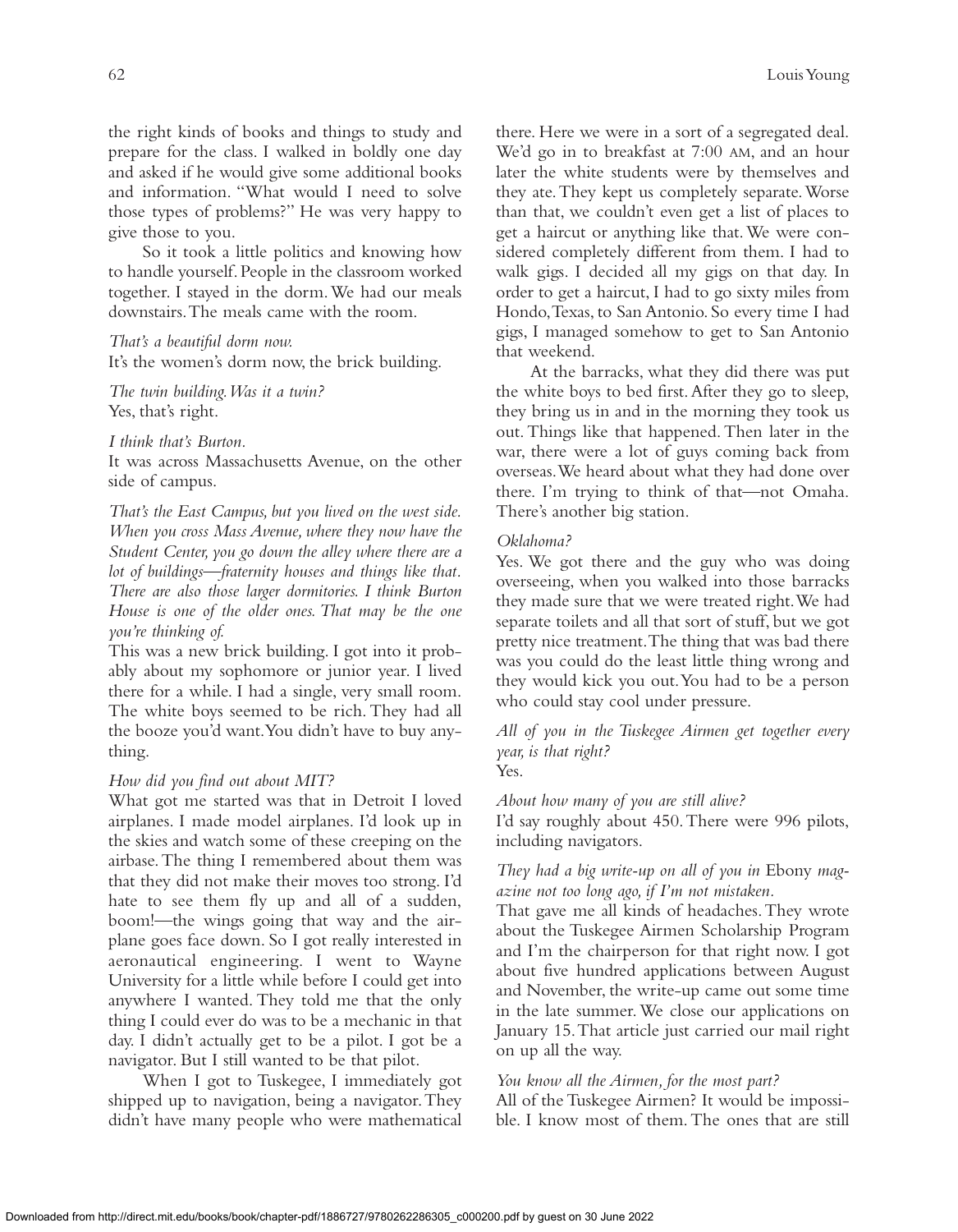the right kinds of books and things to study and prepare for the class. I walked in boldly one day and asked if he would give some additional books and information. "What would I need to solve those types of problems?" He was very happy to give those to you.

So it took a little politics and knowing how to handle yourself. People in the classroom worked together. I stayed in the dorm. We had our meals downstairs. The meals came with the room.

*That's a beautiful dorm now.*
It's the women's dorm now, the brick building.

*The twin building. Was it a twin?*
Yes, that's right.

*I think that's Burton.*
It was across Massachusetts Avenue, on the other side of campus.

*That's the East Campus, but you lived on the west side. When you cross Mass Avenue, where they now have the Student Center, you go down the alley where there are a lot of buildings—fraternity houses and things like that. There are also those larger dormitories. I think Burton House is one of the older ones. That may be the one you're thinking of.*
This was a new brick building. I got into it probably about my sophomore or junior year. I lived there for a while. I had a single, very small room. The white boys seemed to be rich. They had all the booze you'd want. You didn't have to buy anything.

*How did you find out about MIT?*
What got me started was that in Detroit I loved airplanes. I made model airplanes. I'd look up in the skies and watch some of these creeping on the airbase. The thing I remembered about them was that they did not make their moves too strong. I'd hate to see them fly up and all of a sudden, boom!—the wings going that way and the airplane goes face down. So I got really interested in aeronautical engineering. I went to Wayne University for a little while before I could get into anywhere I wanted. They told me that the only thing I could ever do was to be a mechanic in that day. I didn't actually get to be a pilot. I got be a navigator. But I still wanted to be that pilot.

When I got to Tuskegee, I immediately got shipped up to navigation, being a navigator. They didn't have many people who were mathematical there. Here we were in a sort of a segregated deal. We'd go in to breakfast at 7:00 AM, and an hour later the white students were by themselves and they ate. They kept us completely separate. Worse than that, we couldn't even get a list of places to get a haircut or anything like that. We were considered completely different from them. I had to walk gigs. I decided all my gigs on that day. In order to get a haircut, I had to go sixty miles from Hondo, Texas, to San Antonio. So every time I had gigs, I managed somehow to get to San Antonio that weekend.

At the barracks, what they did there was put the white boys to bed first. After they go to sleep, they bring us in and in the morning they took us out. Things like that happened. Then later in the war, there were a lot of guys coming back from overseas. We heard about what they had done over there. I'm trying to think of that—not Omaha. There's another big station.

*Oklahoma?*
Yes. We got there and the guy who was doing overseeing, when you walked into those barracks they made sure that we were treated right. We had separate toilets and all that sort of stuff, but we got pretty nice treatment. The thing that was bad there was you could do the least little thing wrong and they would kick you out. You had to be a person who could stay cool under pressure.

*All of you in the Tuskegee Airmen get together every year, is that right?*
Yes.

*About how many of you are still alive?*
I'd say roughly about 450. There were 996 pilots, including navigators.

*They had a big write-up on all of you in* Ebony *magazine not too long ago, if I'm not mistaken.*
That gave me all kinds of headaches. They wrote about the Tuskegee Airmen Scholarship Program and I'm the chairperson for that right now. I got about five hundred applications between August and November, the write-up came out some time in the late summer. We close our applications on January 15. That article just carried our mail right on up all the way.

*You know all the Airmen, for the most part?*
All of the Tuskegee Airmen? It would be impossible. I know most of them. The ones that are still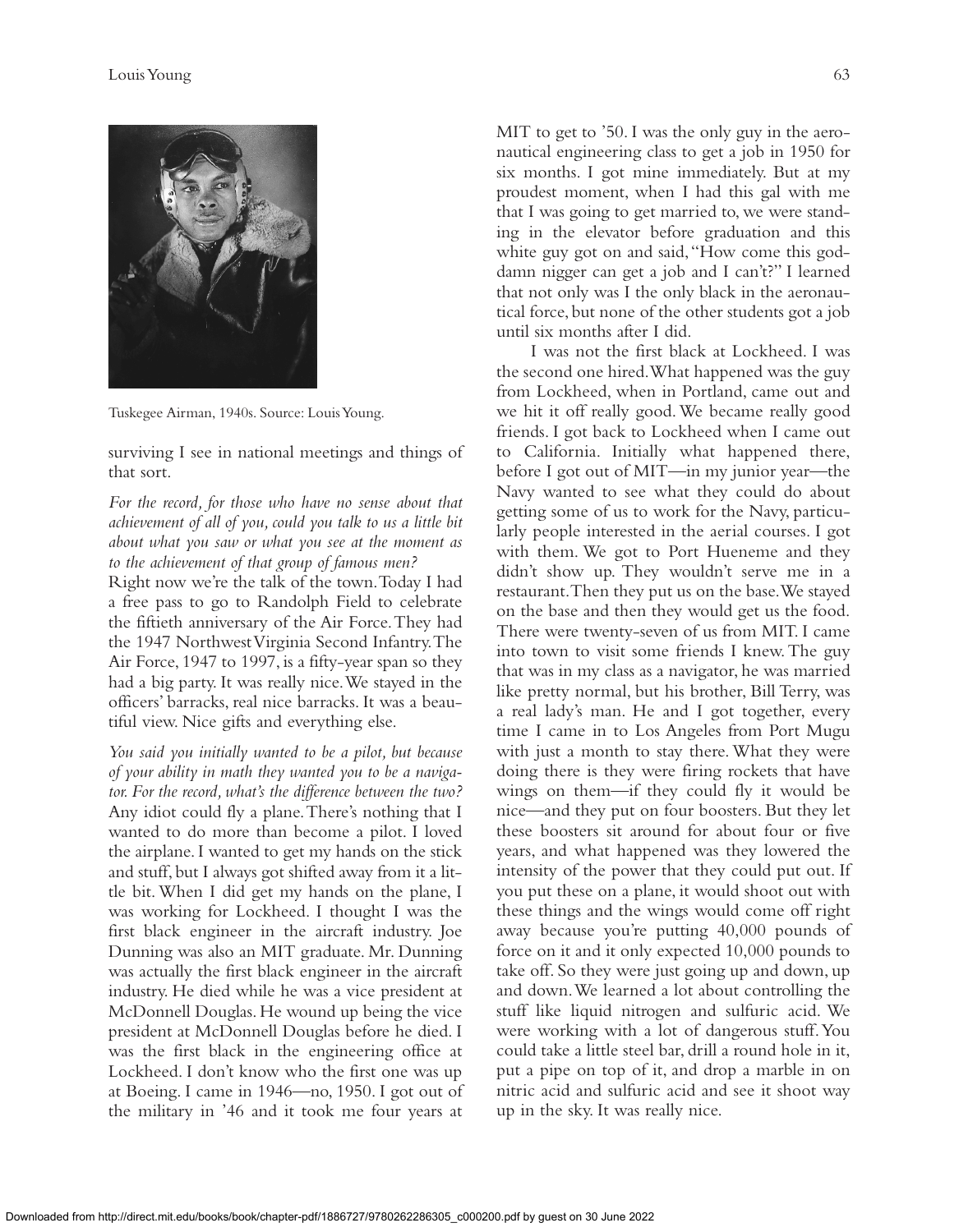Tuskegee Airman, 1940s. Source: Louis Young.

surviving I see in national meetings and things of that sort.

*For the record, for those who have no sense about that achievement of all of you, could you talk to us a little bit about what you saw or what you see at the moment as to the achievement of that group of famous men?*

Right now we're the talk of the town. Today I had a free pass to go to Randolph Field to celebrate the fiftieth anniversary of the Air Force. They had the 1947 Northwest Virginia Second Infantry. The Air Force, 1947 to 1997, is a fifty-year span so they had a big party. It was really nice. We stayed in the officers' barracks, real nice barracks. It was a beautiful view. Nice gifts and everything else.

*You said you initially wanted to be a pilot, but because of your ability in math they wanted you to be a navigator. For the record, what's the difference between the two?*

Any idiot could fly a plane. There's nothing that I wanted to do more than become a pilot. I loved the airplane. I wanted to get my hands on the stick and stuff, but I always got shifted away from it a little bit. When I did get my hands on the plane, I was working for Lockheed. I thought I was the first black engineer in the aircraft industry. Joe Dunning was also an MIT graduate. Mr. Dunning was actually the first black engineer in the aircraft industry. He died while he was a vice president at McDonnell Douglas. He wound up being the vice president at McDonnell Douglas before he died. I was the first black in the engineering office at Lockheed. I don't know who the first one was up at Boeing. I came in 1946—no, 1950. I got out of the military in '46 and it took me four years at MIT to get to '50. I was the only guy in the aeronautical engineering class to get a job in 1950 for six months. I got mine immediately. But at my proudest moment, when I had this gal with me that I was going to get married to, we were standing in the elevator before graduation and this white guy got on and said, "How come this goddamn nigger can get a job and I can't?" I learned that not only was I the only black in the aeronautical force, but none of the other students got a job until six months after I did.

I was not the first black at Lockheed. I was the second one hired. What happened was the guy from Lockheed, when in Portland, came out and we hit it off really good. We became really good friends. I got back to Lockheed when I came out to California. Initially what happened there, before I got out of MIT—in my junior year—the Navy wanted to see what they could do about getting some of us to work for the Navy, particularly people interested in the aerial courses. I got with them. We got to Port Hueneme and they didn't show up. They wouldn't serve me in a restaurant. Then they put us on the base. We stayed on the base and then they would get us the food. There were twenty-seven of us from MIT. I came into town to visit some friends I knew. The guy that was in my class as a navigator, he was married like pretty normal, but his brother, Bill Terry, was a real lady's man. He and I got together, every time I came in to Los Angeles from Port Mugu with just a month to stay there. What they were doing there is they were firing rockets that have wings on them—if they could fly it would be nice—and they put on four boosters. But they let these boosters sit around for about four or five years, and what happened was they lowered the intensity of the power that they could put out. If you put these on a plane, it would shoot out with these things and the wings would come off right away because you're putting 40,000 pounds of force on it and it only expected 10,000 pounds to take off. So they were just going up and down, up and down. We learned a lot about controlling the stuff like liquid nitrogen and sulfuric acid. We were working with a lot of dangerous stuff. You could take a little steel bar, drill a round hole in it, put a pipe on top of it, and drop a marble in on nitric acid and sulfuric acid and see it shoot way up in the sky. It was really nice.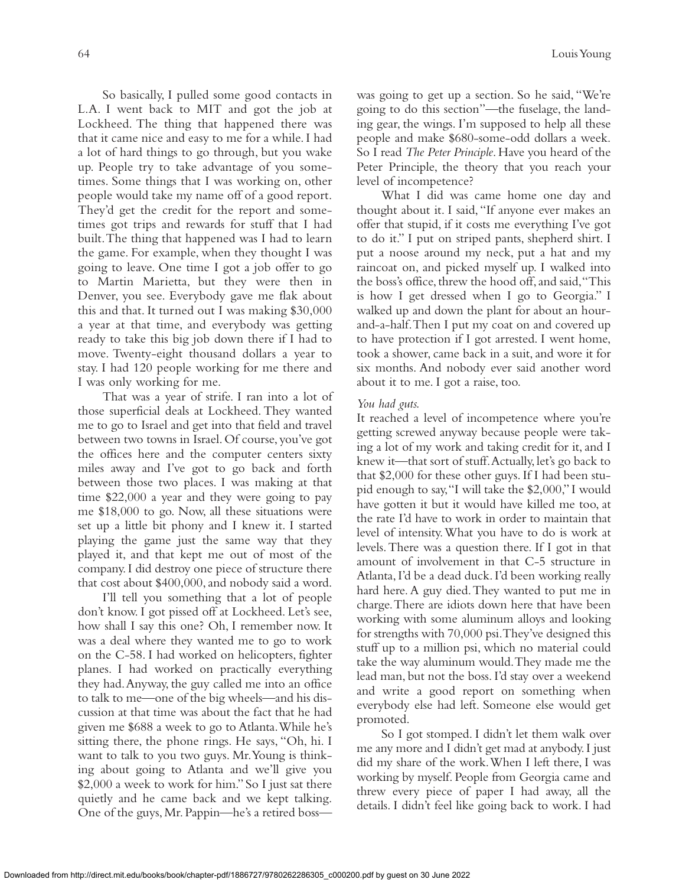So basically, I pulled some good contacts in L.A. I went back to MIT and got the job at Lockheed. The thing that happened there was that it came nice and easy to me for a while. I had a lot of hard things to go through, but you wake up. People try to take advantage of you sometimes. Some things that I was working on, other people would take my name off of a good report. They'd get the credit for the report and sometimes got trips and rewards for stuff that I had built. The thing that happened was I had to learn the game. For example, when they thought I was going to leave. One time I got a job offer to go to Martin Marietta, but they were then in Denver, you see. Everybody gave me flak about this and that. It turned out I was making $30,000 a year at that time, and everybody was getting ready to take this big job down there if I had to move. Twenty-eight thousand dollars a year to stay. I had 120 people working for me there and I was only working for me.

That was a year of strife. I ran into a lot of those superficial deals at Lockheed. They wanted me to go to Israel and get into that field and travel between two towns in Israel. Of course, you've got the offices here and the computer centers sixty miles away and I've got to go back and forth between those two places. I was making at that time $22,000 a year and they were going to pay me $18,000 to go. Now, all these situations were set up a little bit phony and I knew it. I started playing the game just the same way that they played it, and that kept me out of most of the company. I did destroy one piece of structure there that cost about $400,000, and nobody said a word.

I'll tell you something that a lot of people don't know. I got pissed off at Lockheed. Let's see, how shall I say this one? Oh, I remember now. It was a deal where they wanted me to go to work on the C-58. I had worked on helicopters, fighter planes. I had worked on practically everything they had. Anyway, the guy called me into an office to talk to me—one of the big wheels—and his discussion at that time was about the fact that he had given me $688 a week to go to Atlanta. While he's sitting there, the phone rings. He says, "Oh, hi. I want to talk to you two guys. Mr. Young is thinking about going to Atlanta and we'll give you $2,000 a week to work for him." So I just sat there quietly and he came back and we kept talking. One of the guys, Mr. Pappin—he's a retired boss—was going to get up a section. So he said, "We're going to do this section"—the fuselage, the landing gear, the wings. I'm supposed to help all these people and make $680-some-odd dollars a week. So I read *The Peter Principle*. Have you heard of the Peter Principle, the theory that you reach your level of incompetence?

What I did was came home one day and thought about it. I said, "If anyone ever makes an offer that stupid, if it costs me everything I've got to do it." I put on striped pants, shepherd shirt. I put a noose around my neck, put a hat and my raincoat on, and picked myself up. I walked into the boss's office, threw the hood off, and said, "This is how I get dressed when I go to Georgia." I walked up and down the plant for about an hour-and-a-half. Then I put my coat on and covered up to have protection if I got arrested. I went home, took a shower, came back in a suit, and wore it for six months. And nobody ever said another word about it to me. I got a raise, too.

*You had guts.*

It reached a level of incompetence where you're getting screwed anyway because people were taking a lot of my work and taking credit for it, and I knew it—that sort of stuff. Actually, let's go back to that $2,000 for these other guys. If I had been stupid enough to say, "I will take the $2,000," I would have gotten it but it would have killed me too, at the rate I'd have to work in order to maintain that level of intensity. What you have to do is work at levels. There was a question there. If I got in that amount of involvement in that C-5 structure in Atlanta, I'd be a dead duck. I'd been working really hard here. A guy died. They wanted to put me in charge. There are idiots down here that have been working with some aluminum alloys and looking for strengths with 70,000 psi. They've designed this stuff up to a million psi, which no material could take the way aluminum would. They made me the lead man, but not the boss. I'd stay over a weekend and write a good report on something when everybody else had left. Someone else would get promoted.

So I got stomped. I didn't let them walk over me any more and I didn't get mad at anybody. I just did my share of the work. When I left there, I was working by myself. People from Georgia came and threw every piece of paper I had away, all the details. I didn't feel like going back to work. I had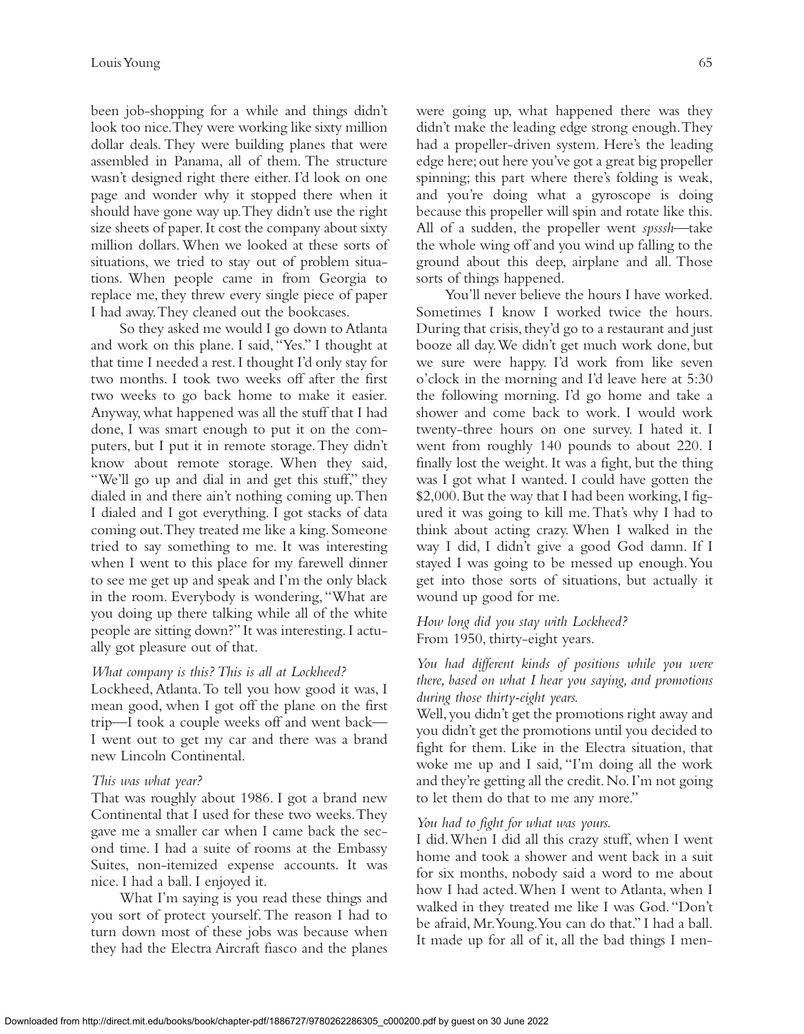been job-shopping for a while and things didn't look too nice. They were working like sixty million dollar deals. They were building planes that were assembled in Panama, all of them. The structure wasn't designed right there either. I'd look on one page and wonder why it stopped there when it should have gone way up. They didn't use the right size sheets of paper. It cost the company about sixty million dollars. When we looked at these sorts of situations, we tried to stay out of problem situations. When people came in from Georgia to replace me, they threw every single piece of paper I had away. They cleaned out the bookcases.

So they asked me would I go down to Atlanta and work on this plane. I said, "Yes." I thought at that time I needed a rest. I thought I'd only stay for two months. I took two weeks off after the first two weeks to go back home to make it easier. Anyway, what happened was all the stuff that I had done, I was smart enough to put it on the computers, but I put it in remote storage. They didn't know about remote storage. When they said, "We'll go up and dial in and get this stuff," they dialed in and there ain't nothing coming up. Then I dialed and I got everything. I got stacks of data coming out. They treated me like a king. Someone tried to say something to me. It was interesting when I went to this place for my farewell dinner to see me get up and speak and I'm the only black in the room. Everybody is wondering, "What are you doing up there talking while all of the white people are sitting down?" It was interesting. I actually got pleasure out of that.

*What company is this? This is all at Lockheed?*

Lockheed, Atlanta. To tell you how good it was, I mean good, when I got off the plane on the first trip—I took a couple weeks off and went back—I went out to get my car and there was a brand new Lincoln Continental.

*This was what year?*

That was roughly about 1986. I got a brand new Continental that I used for these two weeks. They gave me a smaller car when I came back the second time. I had a suite of rooms at the Embassy Suites, non-itemized expense accounts. It was nice. I had a ball. I enjoyed it.

What I'm saying is you read these things and you sort of protect yourself. The reason I had to turn down most of these jobs was because when they had the Electra Aircraft fiasco and the planes were going up, what happened there was they didn't make the leading edge strong enough. They had a propeller-driven system. Here's the leading edge here; out here you've got a great big propeller spinning; this part where there's folding is weak, and you're doing what a gyroscope is doing because this propeller will spin and rotate like this. All of a sudden, the propeller went *spsssh*—take the whole wing off and you wind up falling to the ground about this deep, airplane and all. Those sorts of things happened.

You'll never believe the hours I have worked. Sometimes I know I worked twice the hours. During that crisis, they'd go to a restaurant and just booze all day. We didn't get much work done, but we sure were happy. I'd work from like seven o'clock in the morning and I'd leave here at 5:30 the following morning. I'd go home and take a shower and come back to work. I would work twenty-three hours on one survey. I hated it. I went from roughly 140 pounds to about 220. I finally lost the weight. It was a fight, but the thing was I got what I wanted. I could have gotten the $2,000. But the way that I had been working, I figured it was going to kill me. That's why I had to think about acting crazy. When I walked in the way I did, I didn't give a good God damn. If I stayed I was going to be messed up enough. You get into those sorts of situations, but actually it wound up good for me.

*How long did you stay with Lockheed?*

From 1950, thirty-eight years.

*You had different kinds of positions while you were there, based on what I hear you saying, and promotions during those thirty-eight years.*

Well, you didn't get the promotions right away and you didn't get the promotions until you decided to fight for them. Like in the Electra situation, that woke me up and I said, "I'm doing all the work and they're getting all the credit. No. I'm not going to let them do that to me any more."

*You had to fight for what was yours.*

I did. When I did all this crazy stuff, when I went home and took a shower and went back in a suit for six months, nobody said a word to me about how I had acted. When I went to Atlanta, when I walked in they treated me like I was God. "Don't be afraid, Mr. Young. You can do that." I had a ball. It made up for all of it, all the bad things I men-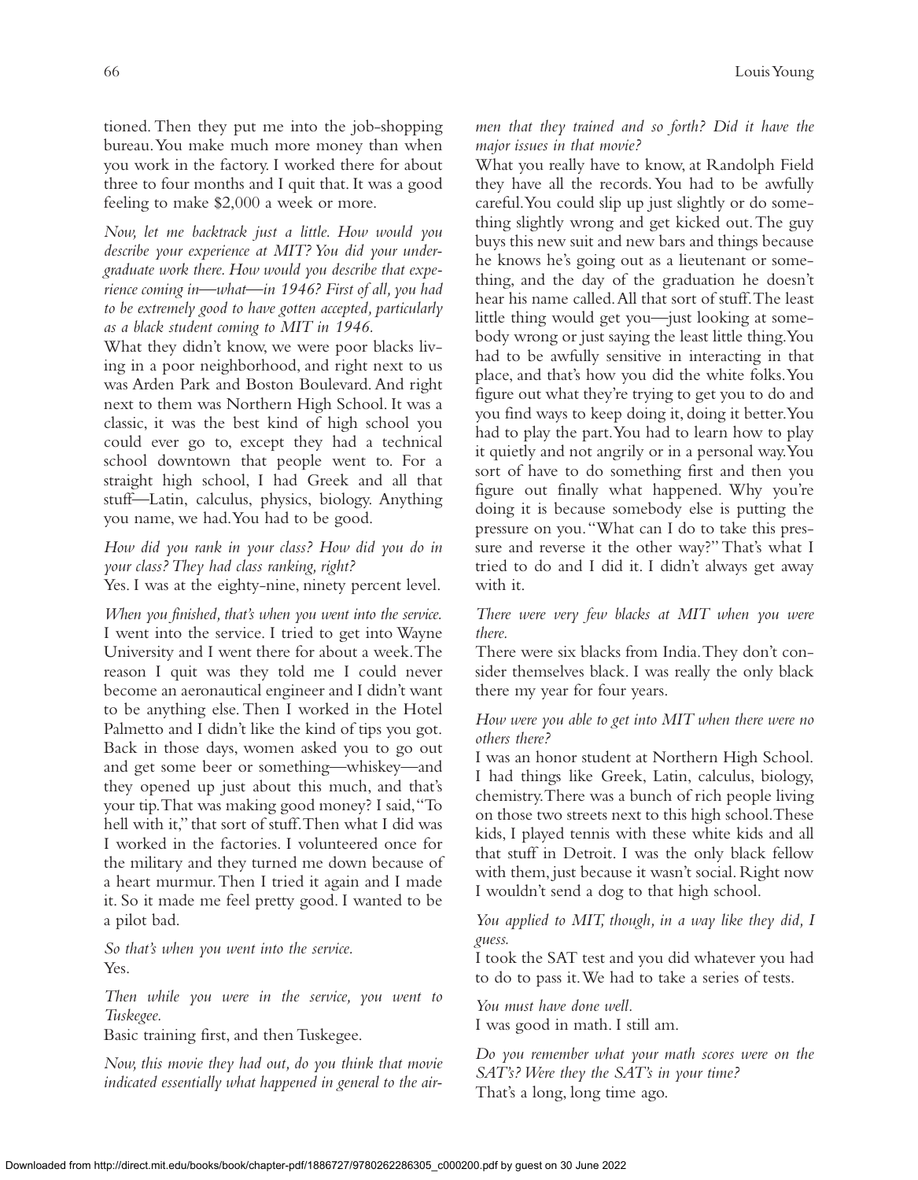tioned. Then they put me into the job-shopping bureau. You make much more money than when you work in the factory. I worked there for about three to four months and I quit that. It was a good feeling to make $2,000 a week or more.

*Now, let me backtrack just a little. How would you describe your experience at MIT? You did your undergraduate work there. How would you describe that experience coming in—what—in 1946? First of all, you had to be extremely good to have gotten accepted, particularly as a black student coming to MIT in 1946.*

What they didn't know, we were poor blacks living in a poor neighborhood, and right next to us was Arden Park and Boston Boulevard. And right next to them was Northern High School. It was a classic, it was the best kind of high school you could ever go to, except they had a technical school downtown that people went to. For a straight high school, I had Greek and all that stuff—Latin, calculus, physics, biology. Anything you name, we had. You had to be good.

*How did you rank in your class? How did you do in your class? They had class ranking, right?*

Yes. I was at the eighty-nine, ninety percent level.

*When you finished, that's when you went into the service.*

I went into the service. I tried to get into Wayne University and I went there for about a week. The reason I quit was they told me I could never become an aeronautical engineer and I didn't want to be anything else. Then I worked in the Hotel Palmetto and I didn't like the kind of tips you got. Back in those days, women asked you to go out and get some beer or something—whiskey—and they opened up just about this much, and that's your tip. That was making good money? I said, "To hell with it," that sort of stuff. Then what I did was I worked in the factories. I volunteered once for the military and they turned me down because of a heart murmur. Then I tried it again and I made it. So it made me feel pretty good. I wanted to be a pilot bad.

*So that's when you went into the service.*

Yes.

*Then while you were in the service, you went to Tuskegee.*

Basic training first, and then Tuskegee.

*Now, this movie they had out, do you think that movie indicated essentially what happened in general to the airmen that they trained and so forth? Did it have the major issues in that movie?*

What you really have to know, at Randolph Field they have all the records. You had to be awfully careful. You could slip up just slightly or do something slightly wrong and get kicked out. The guy buys this new suit and new bars and things because he knows he's going out as a lieutenant or something, and the day of the graduation he doesn't hear his name called. All that sort of stuff. The least little thing would get you—just looking at somebody wrong or just saying the least little thing. You had to be awfully sensitive in interacting in that place, and that's how you did the white folks. You figure out what they're trying to get you to do and you find ways to keep doing it, doing it better. You had to play the part. You had to learn how to play it quietly and not angrily or in a personal way. You sort of have to do something first and then you figure out finally what happened. Why you're doing it is because somebody else is putting the pressure on you. "What can I do to take this pressure and reverse it the other way?" That's what I tried to do and I did it. I didn't always get away with it.

*There were very few blacks at MIT when you were there.*

There were six blacks from India. They don't consider themselves black. I was really the only black there my year for four years.

*How were you able to get into MIT when there were no others there?*

I was an honor student at Northern High School. I had things like Greek, Latin, calculus, biology, chemistry. There was a bunch of rich people living on those two streets next to this high school. These kids, I played tennis with these white kids and all that stuff in Detroit. I was the only black fellow with them, just because it wasn't social. Right now I wouldn't send a dog to that high school.

*You applied to MIT, though, in a way like they did, I guess.*

I took the SAT test and you did whatever you had to do to pass it. We had to take a series of tests.

*You must have done well.*

I was good in math. I still am.

*Do you remember what your math scores were on the SAT's? Were they the SAT's in your time?*

That's a long, long time ago.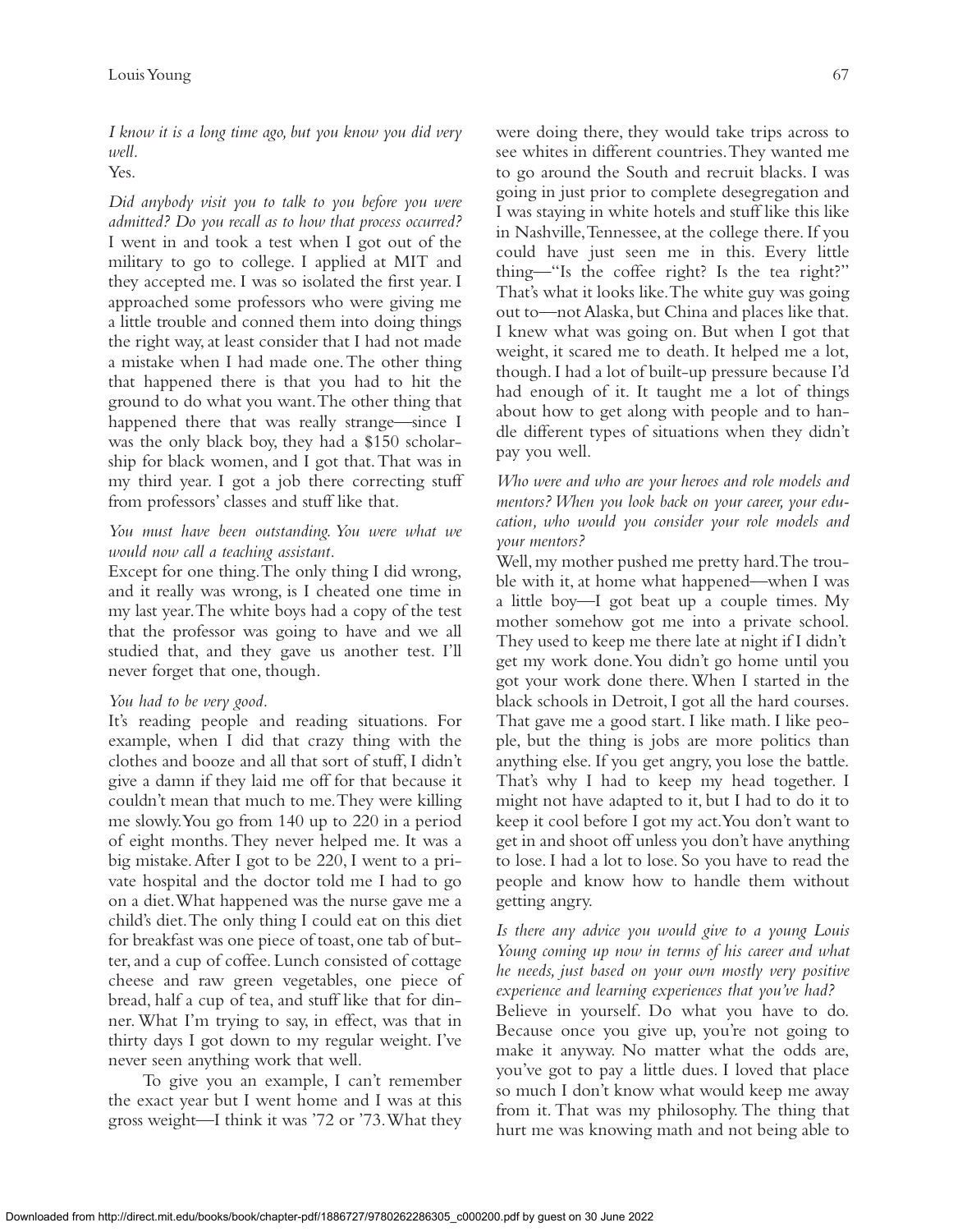*I know it is a long time ago, but you know you did very well.*

Yes.

*Did anybody visit you to talk to you before you were admitted? Do you recall as to how that process occurred?*

I went in and took a test when I got out of the military to go to college. I applied at MIT and they accepted me. I was so isolated the first year. I approached some professors who were giving me a little trouble and conned them into doing things the right way, at least consider that I had not made a mistake when I had made one. The other thing that happened there is that you had to hit the ground to do what you want. The other thing that happened there that was really strange—since I was the only black boy, they had a $150 scholarship for black women, and I got that. That was in my third year. I got a job there correcting stuff from professors' classes and stuff like that.

*You must have been outstanding. You were what we would now call a teaching assistant.*

Except for one thing. The only thing I did wrong, and it really was wrong, is I cheated one time in my last year. The white boys had a copy of the test that the professor was going to have and we all studied that, and they gave us another test. I'll never forget that one, though.

*You had to be very good.*

It's reading people and reading situations. For example, when I did that crazy thing with the clothes and booze and all that sort of stuff, I didn't give a damn if they laid me off for that because it couldn't mean that much to me. They were killing me slowly. You go from 140 up to 220 in a period of eight months. They never helped me. It was a big mistake. After I got to be 220, I went to a private hospital and the doctor told me I had to go on a diet. What happened was the nurse gave me a child's diet. The only thing I could eat on this diet for breakfast was one piece of toast, one tab of butter, and a cup of coffee. Lunch consisted of cottage cheese and raw green vegetables, one piece of bread, half a cup of tea, and stuff like that for dinner. What I'm trying to say, in effect, was that in thirty days I got down to my regular weight. I've never seen anything work that well.

To give you an example, I can't remember the exact year but I went home and I was at this gross weight—I think it was '72 or '73. What they were doing there, they would take trips across to see whites in different countries. They wanted me to go around the South and recruit blacks. I was going in just prior to complete desegregation and I was staying in white hotels and stuff like this like in Nashville, Tennessee, at the college there. If you could have just seen me in this. Every little thing—"Is the coffee right? Is the tea right?" That's what it looks like. The white guy was going out to—not Alaska, but China and places like that. I knew what was going on. But when I got that weight, it scared me to death. It helped me a lot, though. I had a lot of built-up pressure because I'd had enough of it. It taught me a lot of things about how to get along with people and to handle different types of situations when they didn't pay you well.

*Who were and who are your heroes and role models and mentors? When you look back on your career, your education, who would you consider your role models and your mentors?*

Well, my mother pushed me pretty hard. The trouble with it, at home what happened—when I was a little boy—I got beat up a couple times. My mother somehow got me into a private school. They used to keep me there late at night if I didn't get my work done. You didn't go home until you got your work done there. When I started in the black schools in Detroit, I got all the hard courses. That gave me a good start. I like math. I like people, but the thing is jobs are more politics than anything else. If you get angry, you lose the battle. That's why I had to keep my head together. I might not have adapted to it, but I had to do it to keep it cool before I got my act. You don't want to get in and shoot off unless you don't have anything to lose. I had a lot to lose. So you have to read the people and know how to handle them without getting angry.

*Is there any advice you would give to a young Louis Young coming up now in terms of his career and what he needs, just based on your own mostly very positive experience and learning experiences that you've had?*

Believe in yourself. Do what you have to do. Because once you give up, you're not going to make it anyway. No matter what the odds are, you've got to pay a little dues. I loved that place so much I don't know what would keep me away from it. That was my philosophy. The thing that hurt me was knowing math and not being able to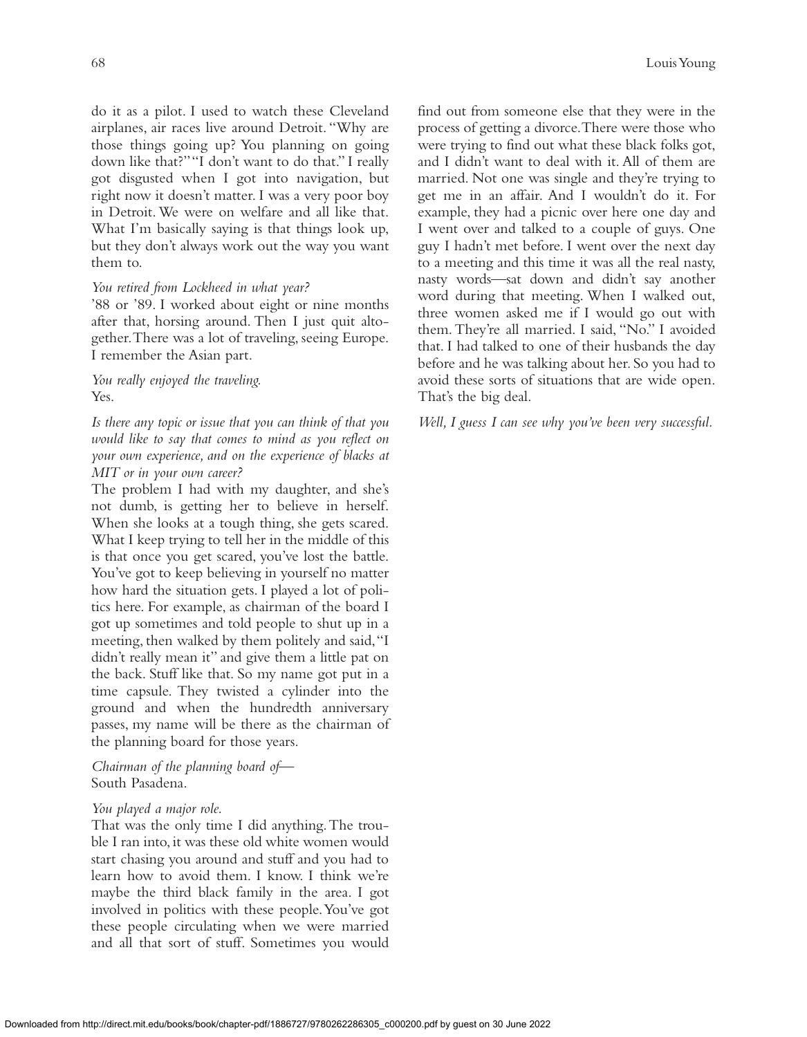do it as a pilot. I used to watch these Cleveland airplanes, air races live around Detroit. "Why are those things going up? You planning on going down like that?" "I don't want to do that." I really got disgusted when I got into navigation, but right now it doesn't matter. I was a very poor boy in Detroit. We were on welfare and all like that. What I'm basically saying is that things look up, but they don't always work out the way you want them to.

*You retired from Lockheed in what year?*

'88 or '89. I worked about eight or nine months after that, horsing around. Then I just quit altogether. There was a lot of traveling, seeing Europe. I remember the Asian part.

*You really enjoyed the traveling.*

Yes.

*Is there any topic or issue that you can think of that you would like to say that comes to mind as you reflect on your own experience, and on the experience of blacks at MIT or in your own career?*

The problem I had with my daughter, and she's not dumb, is getting her to believe in herself. When she looks at a tough thing, she gets scared. What I keep trying to tell her in the middle of this is that once you get scared, you've lost the battle. You've got to keep believing in yourself no matter how hard the situation gets. I played a lot of politics here. For example, as chairman of the board I got up sometimes and told people to shut up in a meeting, then walked by them politely and said, "I didn't really mean it" and give them a little pat on the back. Stuff like that. So my name got put in a time capsule. They twisted a cylinder into the ground and when the hundredth anniversary passes, my name will be there as the chairman of the planning board for those years.

*Chairman of the planning board of—*

South Pasadena.

*You played a major role.*

That was the only time I did anything. The trouble I ran into, it was these old white women would start chasing you around and stuff and you had to learn how to avoid them. I know. I think we're maybe the third black family in the area. I got involved in politics with these people. You've got these people circulating when we were married and all that sort of stuff. Sometimes you would find out from someone else that they were in the process of getting a divorce. There were those who were trying to find out what these black folks got, and I didn't want to deal with it. All of them are married. Not one was single and they're trying to get me in an affair. And I wouldn't do it. For example, they had a picnic over here one day and I went over and talked to a couple of guys. One guy I hadn't met before. I went over the next day to a meeting and this time it was all the real nasty, nasty words—sat down and didn't say another word during that meeting. When I walked out, three women asked me if I would go out with them. They're all married. I said, "No." I avoided that. I had talked to one of their husbands the day before and he was talking about her. So you had to avoid these sorts of situations that are wide open. That's the big deal.

*Well, I guess I can see why you've been very successful.*